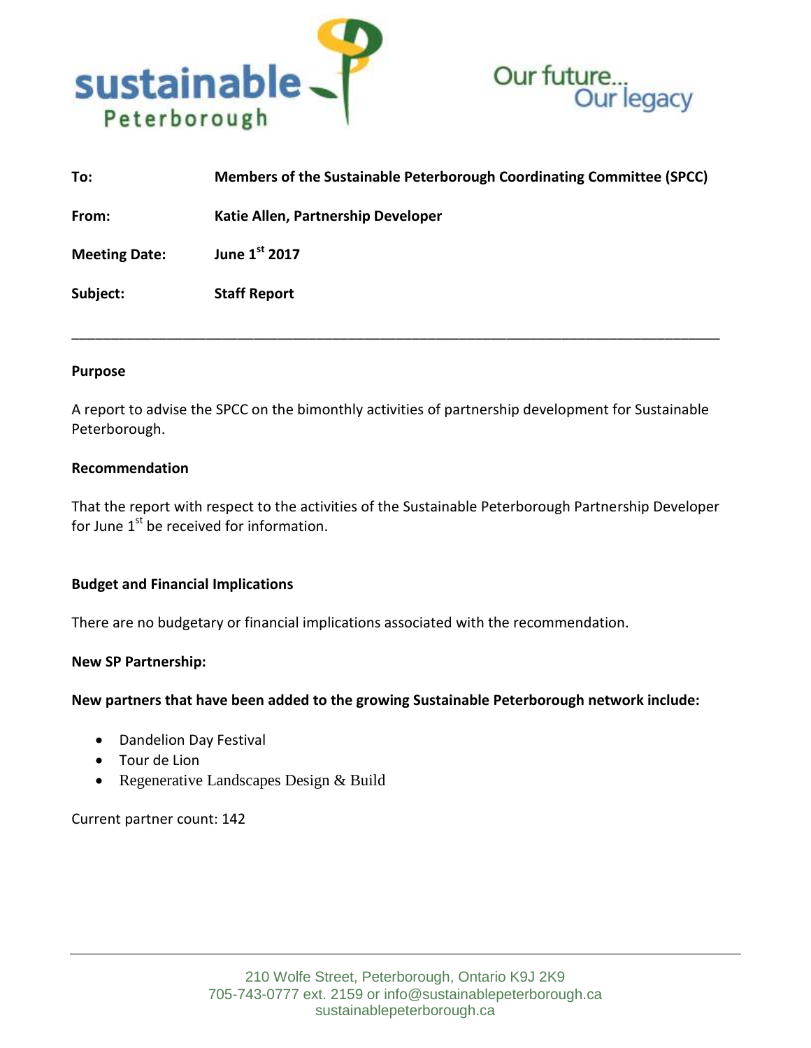sustainable Peterborough

Our future... Our legacy

**To:** Members of the Sustainable Peterborough Coordinating Committee (SPCC)

**From:** Katie Allen, Partnership Developer

**Meeting Date:** June 1st 2017

**Subject:** Staff Report

---

**Purpose**

A report to advise the SPCC on the bimonthly activities of partnership development for Sustainable Peterborough.

**Recommendation**

That the report with respect to the activities of the Sustainable Peterborough Partnership Developer for June 1st be received for information.

**Budget and Financial Implications**

There are no budgetary or financial implications associated with the recommendation.

**New SP Partnership:**

**New partners that have been added to the growing Sustainable Peterborough network include:**

- Dandelion Day Festival
- Tour de Lion
- Regenerative Landscapes Design & Build

Current partner count: 142

210 Wolfe Street, Peterborough, Ontario K9J 2K9
705-743-0777 ext. 2159 or info@sustainablepeterborough.ca
sustainablepeterborough.ca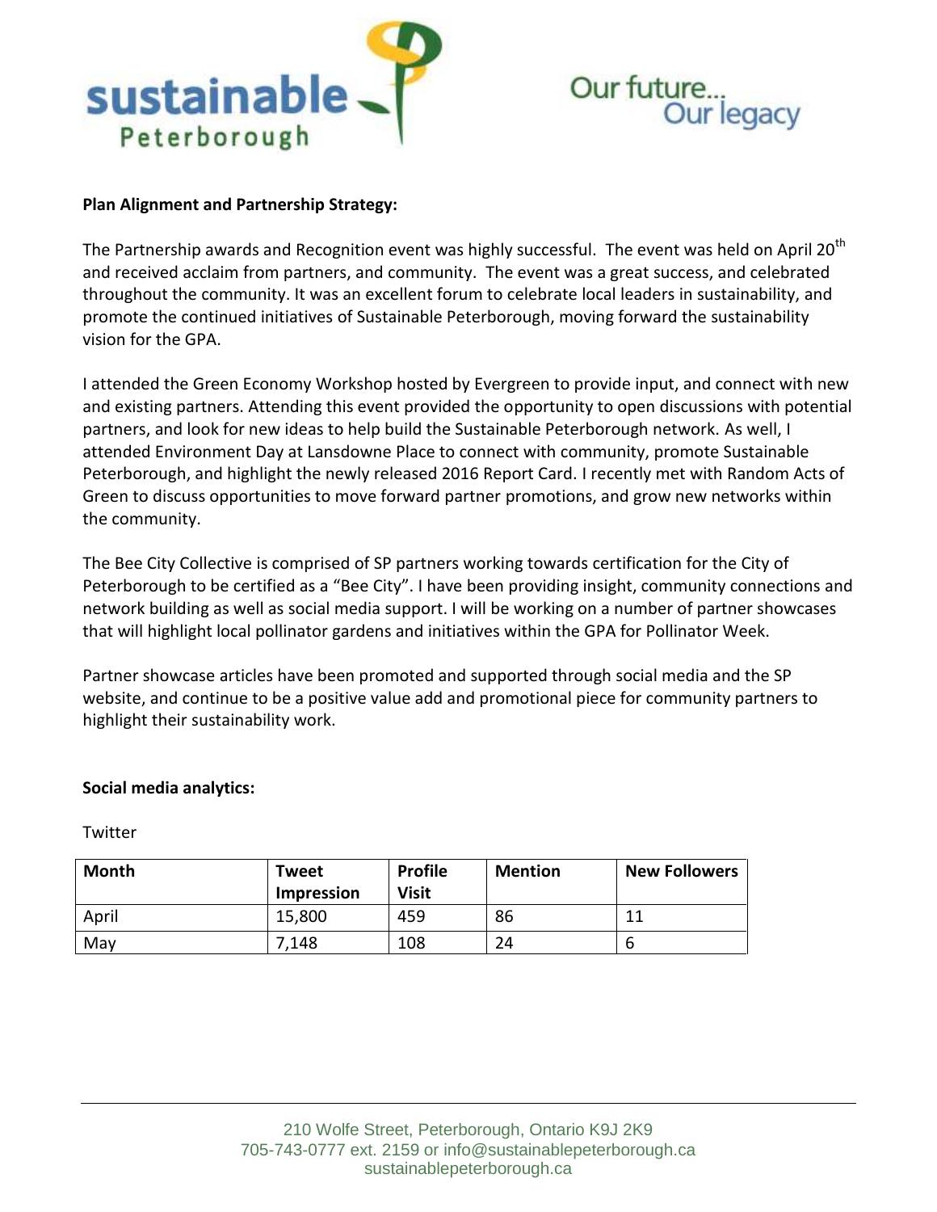**Plan Alignment and Partnership Strategy:**

The Partnership awards and Recognition event was highly successful. The event was held on April 20th and received acclaim from partners, and community. The event was a great success, and celebrated throughout the community. It was an excellent forum to celebrate local leaders in sustainability, and promote the continued initiatives of Sustainable Peterborough, moving forward the sustainability vision for the GPA.

I attended the Green Economy Workshop hosted by Evergreen to provide input, and connect with new and existing partners. Attending this event provided the opportunity to open discussions with potential partners, and look for new ideas to help build the Sustainable Peterborough network. As well, I attended Environment Day at Lansdowne Place to connect with community, promote Sustainable Peterborough, and highlight the newly released 2016 Report Card. I recently met with Random Acts of Green to discuss opportunities to move forward partner promotions, and grow new networks within the community.

The Bee City Collective is comprised of SP partners working towards certification for the City of Peterborough to be certified as a "Bee City". I have been providing insight, community connections and network building as well as social media support. I will be working on a number of partner showcases that will highlight local pollinator gardens and initiatives within the GPA for Pollinator Week.

Partner showcase articles have been promoted and supported through social media and the SP website, and continue to be a positive value add and promotional piece for community partners to highlight their sustainability work.

**Social media analytics:**

Twitter

| Month | Tweet Impression | Profile Visit | Mention | New Followers |
|---|---|---|---|---|
| April | 15,800 | 459 | 86 | 11 |
| May | 7,148 | 108 | 24 | 6 |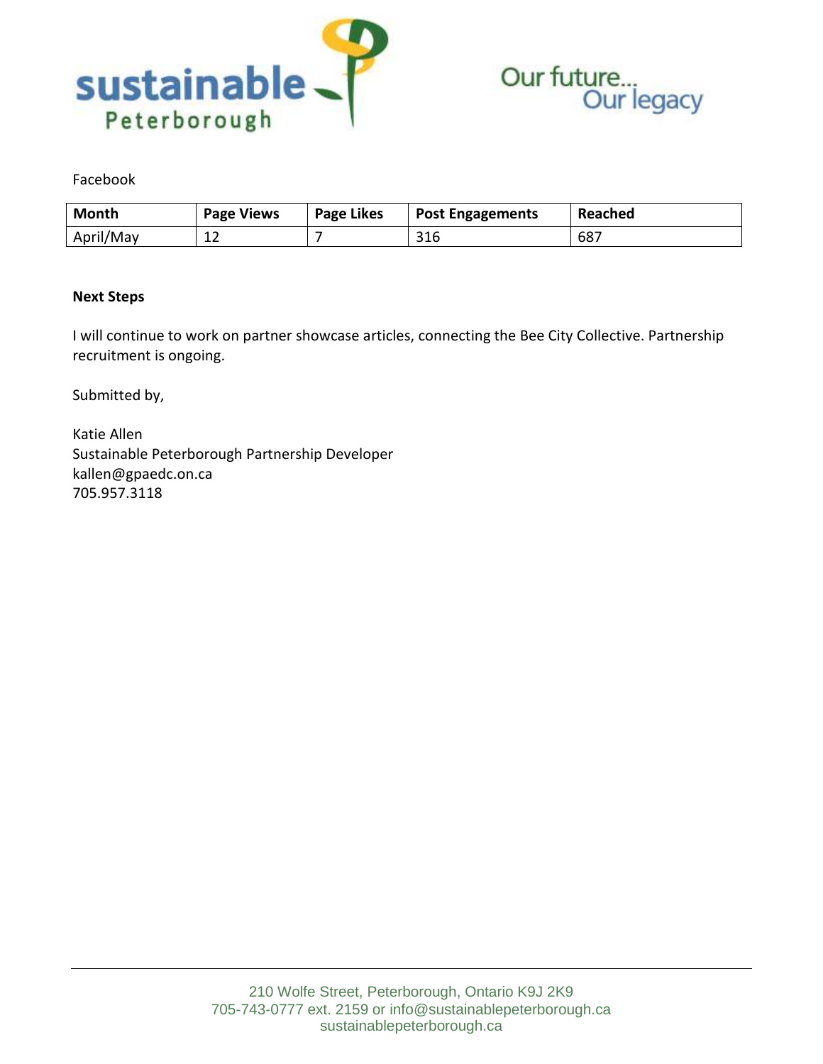Facebook

| Month | Page Views | Page Likes | Post Engagements | Reached |
|---|---|---|---|---|
| April/May | 12 | 7 | 316 | 687 |

**Next Steps**

I will continue to work on partner showcase articles, connecting the Bee City Collective. Partnership recruitment is ongoing.

Submitted by,

Katie Allen
Sustainable Peterborough Partnership Developer
kallen@gpaedc.on.ca
705.957.3118